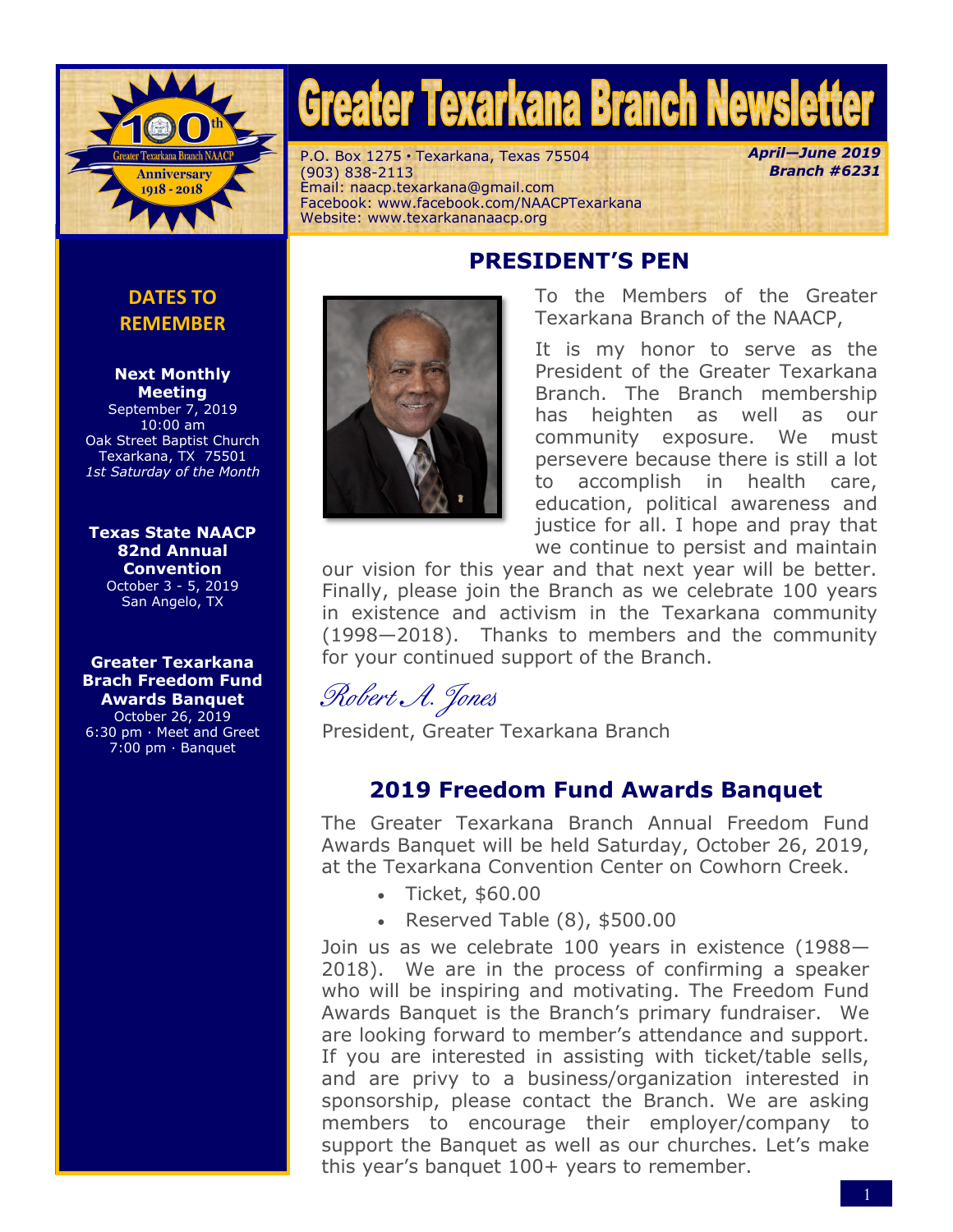# Greater Texarkana Branch Newsletter

P.O. Box 1275 • Texarkana, Texas 75504
(903) 838-2113
Email: naacp.texarkana@gmail.com
Facebook: www.facebook.com/NAACPTexarkana
Website: www.texarkananaacp.org

*April—June 2019*
*Branch #6231*

## DATES TO REMEMBER

**Next Monthly Meeting**
September 7, 2019
10:00 am
Oak Street Baptist Church
Texarkana, TX 75501
*1st Saturday of the Month*

**Texas State NAACP 82nd Annual Convention**
October 3 - 5, 2019
San Angelo, TX

**Greater Texarkana Brach Freedom Fund Awards Banquet**
October 26, 2019
6:30 pm · Meet and Greet
7:00 pm · Banquet

## PRESIDENT'S PEN

To the Members of the Greater Texarkana Branch of the NAACP,

It is my honor to serve as the President of the Greater Texarkana Branch. The Branch membership has heighten as well as our community exposure. We must persevere because there is still a lot to accomplish in health care, education, political awareness and justice for all. I hope and pray that we continue to persist and maintain our vision for this year and that next year will be better. Finally, please join the Branch as we celebrate 100 years in existence and activism in the Texarkana community (1998—2018). Thanks to members and the community for your continued support of the Branch.

*Robert A. Jones*

President, Greater Texarkana Branch

## 2019 Freedom Fund Awards Banquet

The Greater Texarkana Branch Annual Freedom Fund Awards Banquet will be held Saturday, October 26, 2019, at the Texarkana Convention Center on Cowhorn Creek.

- Ticket, $60.00
- Reserved Table (8), $500.00

Join us as we celebrate 100 years in existence (1988—2018). We are in the process of confirming a speaker who will be inspiring and motivating. The Freedom Fund Awards Banquet is the Branch's primary fundraiser. We are looking forward to member's attendance and support. If you are interested in assisting with ticket/table sells, and are privy to a business/organization interested in sponsorship, please contact the Branch. We are asking members to encourage their employer/company to support the Banquet as well as our churches. Let's make this year's banquet 100+ years to remember.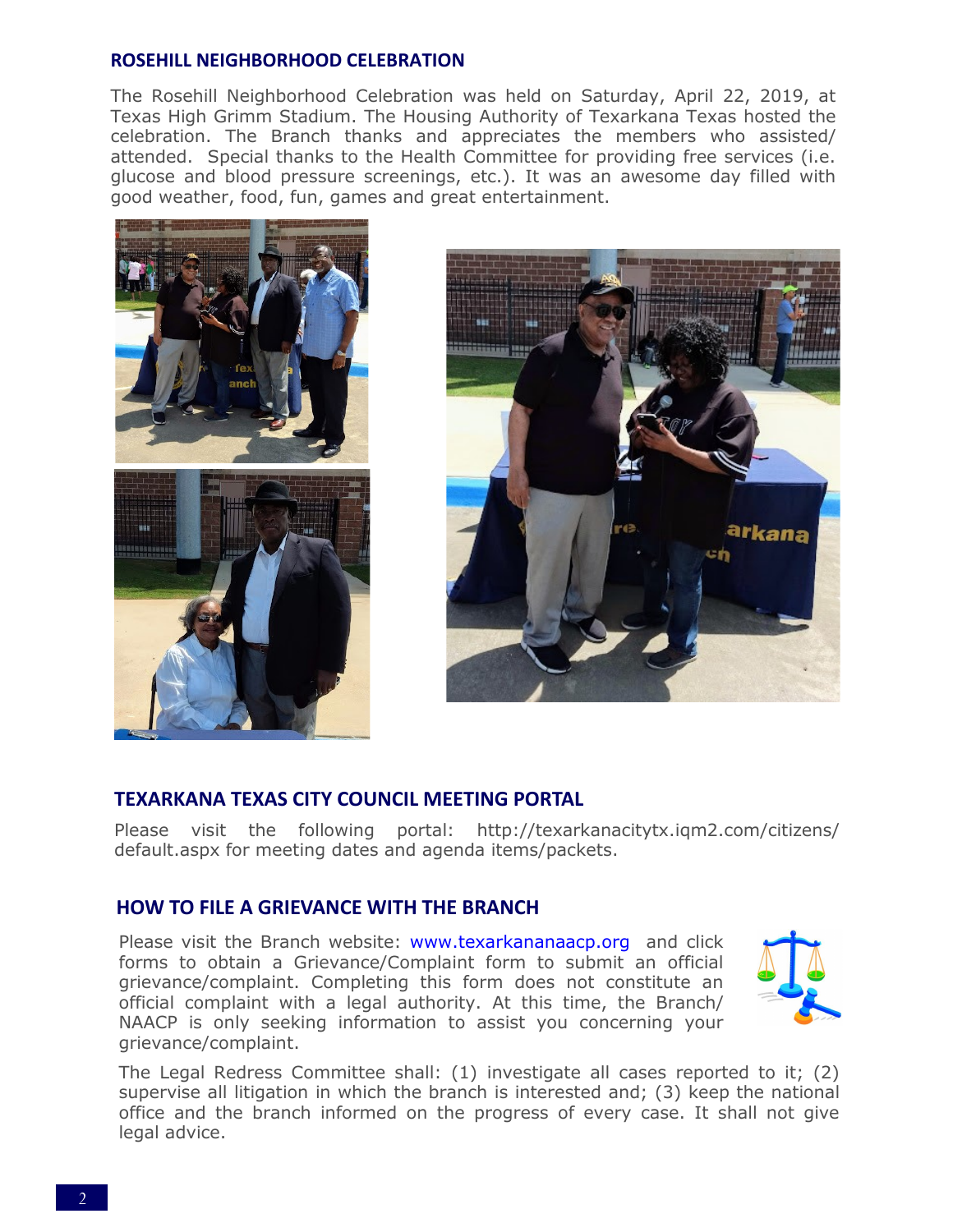## ROSEHILL NEIGHBORHOOD CELEBRATION

The Rosehill Neighborhood Celebration was held on Saturday, April 22, 2019, at Texas High Grimm Stadium. The Housing Authority of Texarkana Texas hosted the celebration. The Branch thanks and appreciates the members who assisted/ attended. Special thanks to the Health Committee for providing free services (i.e. glucose and blood pressure screenings, etc.). It was an awesome day filled with good weather, food, fun, games and great entertainment.

## TEXARKANA TEXAS CITY COUNCIL MEETING PORTAL

Please visit the following portal: http://texarkanacitytx.iqm2.com/citizens/default.aspx for meeting dates and agenda items/packets.

## HOW TO FILE A GRIEVANCE WITH THE BRANCH

Please visit the Branch website: www.texarkananaacp.org and click forms to obtain a Grievance/Complaint form to submit an official grievance/complaint. Completing this form does not constitute an official complaint with a legal authority. At this time, the Branch/ NAACP is only seeking information to assist you concerning your grievance/complaint.

The Legal Redress Committee shall: (1) investigate all cases reported to it; (2) supervise all litigation in which the branch is interested and; (3) keep the national office and the branch informed on the progress of every case. It shall not give legal advice.